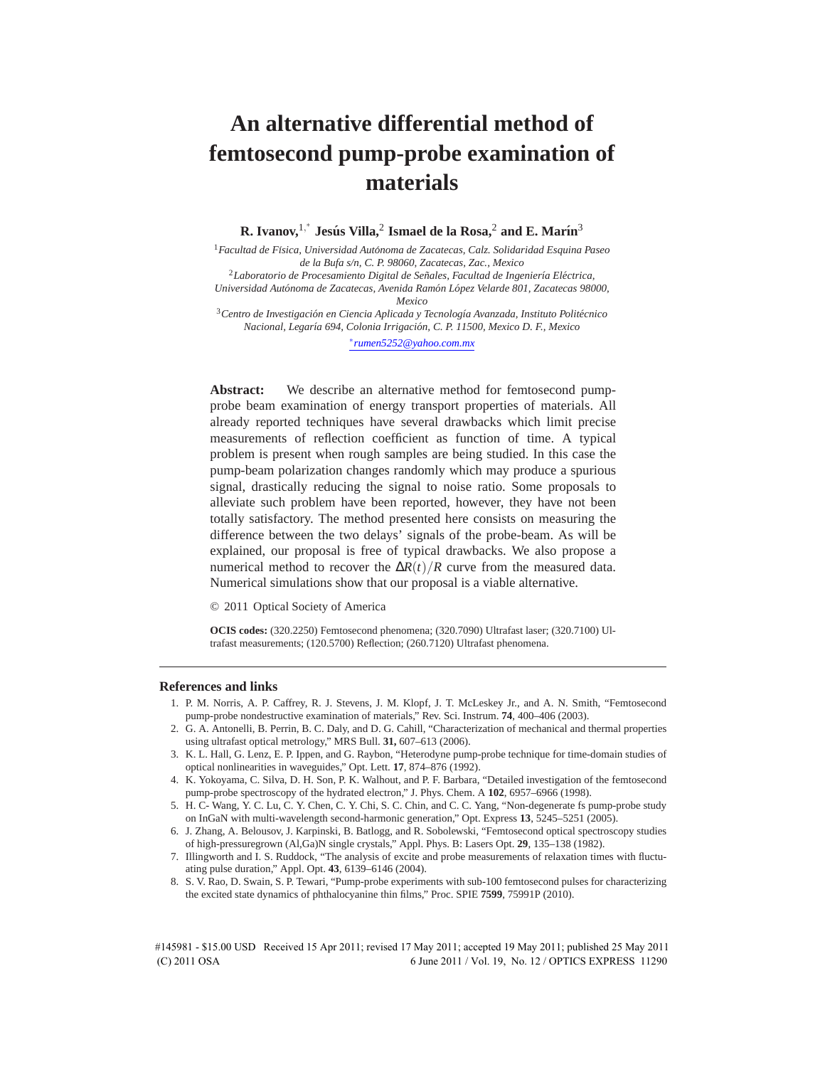# An alternative differential method of femtosecond pump-probe examination of materials

**R. Ivanov,**[1,*] **Jesús Villa,**[2] **Ismael de la Rosa,**[2] **and E. Marín**[3]

[1] *Facultad de Física, Universidad Autónoma de Zacatecas, Calz. Solidaridad Esquina Paseo de la Bufa s/n, C. P. 98060, Zacatecas, Zac., Mexico*

[2] *Laboratorio de Procesamiento Digital de Señales, Facultad de Ingeniería Eléctrica, Universidad Autónoma de Zacatecas, Avenida Ramón López Velarde 801, Zacatecas 98000, Mexico*

[3] *Centro de Investigación en Ciencia Aplicada y Tecnología Avanzada, Instituto Politécnico Nacional, Legaría 694, Colonia Irrigación, C. P. 11500, Mexico D. F., Mexico*

[*] *rumen5252@yahoo.com.mx*

**Abstract:** We describe an alternative method for femtosecond pump-probe beam examination of energy transport properties of materials. All already reported techniques have several drawbacks which limit precise measurements of reflection coefficient as function of time. A typical problem is present when rough samples are being studied. In this case the pump-beam polarization changes randomly which may produce a spurious signal, drastically reducing the signal to noise ratio. Some proposals to alleviate such problem have been reported, however, they have not been totally satisfactory. The method presented here consists on measuring the difference between the two delays' signals of the probe-beam. As will be explained, our proposal is free of typical drawbacks. We also propose a numerical method to recover the $\Delta R(t)/R$ curve from the measured data. Numerical simulations show that our proposal is a viable alternative.

© 2011 Optical Society of America

**OCIS codes:** (320.2250) Femtosecond phenomena; (320.7090) Ultrafast laser; (320.7100) Ultrafast measurements; (120.5700) Reflection; (260.7120) Ultrafast phenomena.

## References and links

1. P. M. Norris, A. P. Caffrey, R. J. Stevens, J. M. Klopf, J. T. McLeskey Jr., and A. N. Smith, "Femtosecond pump-probe nondestructive examination of materials," Rev. Sci. Instrum. **74**, 400–406 (2003).
2. G. A. Antonelli, B. Perrin, B. C. Daly, and D. G. Cahill, "Characterization of mechanical and thermal properties using ultrafast optical metrology," MRS Bull. **31,** 607–613 (2006).
3. K. L. Hall, G. Lenz, E. P. Ippen, and G. Raybon, "Heterodyne pump-probe technique for time-domain studies of optical nonlinearities in waveguides," Opt. Lett. **17**, 874–876 (1992).
4. K. Yokoyama, C. Silva, D. H. Son, P. K. Walhout, and P. F. Barbara, "Detailed investigation of the femtosecond pump-probe spectroscopy of the hydrated electron," J. Phys. Chem. A **102**, 6957–6966 (1998).
5. H. C- Wang, Y. C. Lu, C. Y. Chen, C. Y. Chi, S. C. Chin, and C. C. Yang, "Non-degenerate fs pump-probe study on InGaN with multi-wavelength second-harmonic generation," Opt. Express **13**, 5245–5251 (2005).
6. J. Zhang, A. Belousov, J. Karpinski, B. Batlogg, and R. Sobolewski, "Femtosecond optical spectroscopy studies of high-pressuregrown (Al,Ga)N single crystals," Appl. Phys. B: Lasers Opt. **29**, 135–138 (1982).
7. Illingworth and I. S. Ruddock, "The analysis of excite and probe measurements of relaxation times with fluctuating pulse duration," Appl. Opt. **43**, 6139–6146 (2004).
8. S. V. Rao, D. Swain, S. P. Tewari, "Pump-probe experiments with sub-100 femtosecond pulses for characterizing the excited state dynamics of phthalocyanine thin films," Proc. SPIE **7599**, 75991P (2010).

#145981 - $15.00 USD Received 15 Apr 2011; revised 17 May 2011; accepted 19 May 2011; published 25 May 2011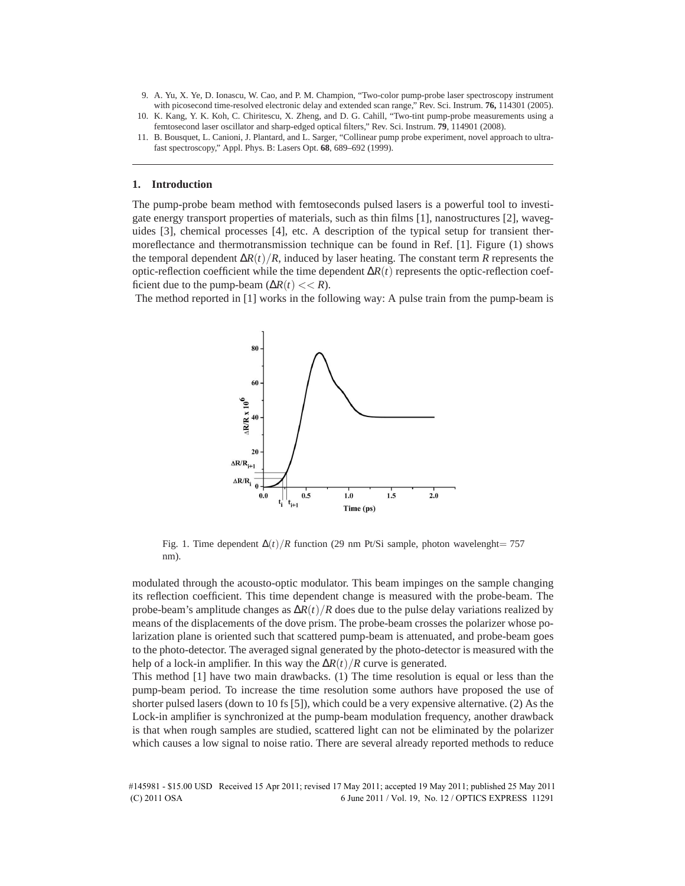9. A. Yu, X. Ye, D. Ionascu, W. Cao, and P. M. Champion, "Two-color pump-probe laser spectroscopy instrument with picosecond time-resolved electronic delay and extended scan range," Rev. Sci. Instrum. **76,** 114301 (2005).
10. K. Kang, Y. K. Koh, C. Chiritescu, X. Zheng, and D. G. Cahill, "Two-tint pump-probe measurements using a femtosecond laser oscillator and sharp-edged optical filters," Rev. Sci. Instrum. **79**, 114901 (2008).
11. B. Bousquet, L. Canioni, J. Plantard, and L. Sarger, "Collinear pump probe experiment, novel approach to ultrafast spectroscopy," Appl. Phys. B: Lasers Opt. **68**, 689–692 (1999).

## 1. Introduction

The pump-probe beam method with femtoseconds pulsed lasers is a powerful tool to investigate energy transport properties of materials, such as thin films [1], nanostructures [2], waveguides [3], chemical processes [4], etc. A description of the typical setup for transient thermoreflectance and thermotransmission technique can be found in Ref. [1]. Figure (1) shows the temporal dependent $\Delta R(t)/R$, induced by laser heating. The constant term $R$ represents the optic-reflection coefficient while the time dependent $\Delta R(t)$ represents the optic-reflection coefficient due to the pump-beam ($\Delta R(t) << R$).

The method reported in [1] works in the following way: A pulse train from the pump-beam is modulated through the acousto-optic modulator. This beam impinges on the sample changing its reflection coefficient. This time dependent change is measured with the probe-beam. The probe-beam's amplitude changes as $\Delta R(t)/R$ does due to the pulse delay variations realized by means of the displacements of the dove prism. The probe-beam crosses the polarizer whose polarization plane is oriented such that scattered pump-beam is attenuated, and probe-beam goes to the photo-detector. The averaged signal generated by the photo-detector is measured with the help of a lock-in amplifier. In this way the $\Delta R(t)/R$ curve is generated.

Fig. 1. Time dependent $\Delta(t)/R$ function (29 nm Pt/Si sample, photon wavelenght= 757 nm).

This method [1] have two main drawbacks. (1) The time resolution is equal or less than the pump-beam period. To increase the time resolution some authors have proposed the use of shorter pulsed lasers (down to 10 fs [5]), which could be a very expensive alternative. (2) As the Lock-in amplifier is synchronized at the pump-beam modulation frequency, another drawback is that when rough samples are studied, scattered light can not be eliminated by the polarizer which causes a low signal to noise ratio. There are several already reported methods to reduce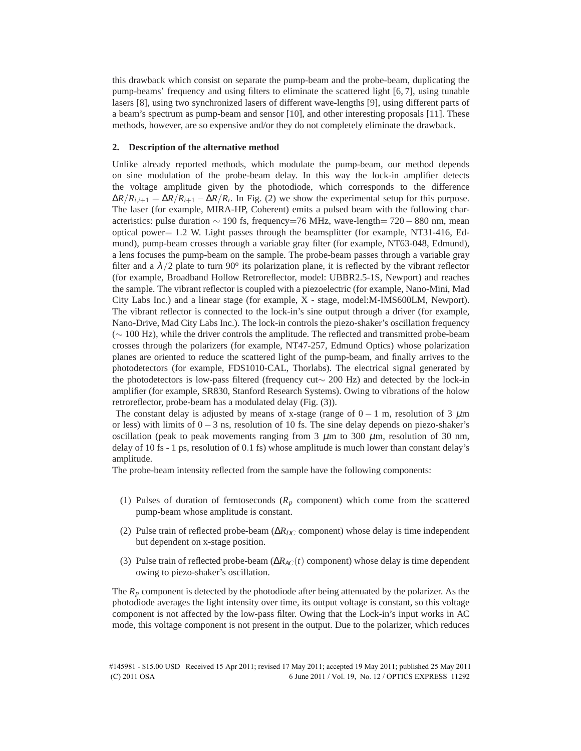this drawback which consist on separate the pump-beam and the probe-beam, duplicating the pump-beams' frequency and using filters to eliminate the scattered light [6, 7], using tunable lasers [8], using two synchronized lasers of different wave-lengths [9], using different parts of a beam's spectrum as pump-beam and sensor [10], and other interesting proposals [11]. These methods, however, are so expensive and/or they do not completely eliminate the drawback.

## 2. Description of the alternative method

Unlike already reported methods, which modulate the pump-beam, our method depends on sine modulation of the probe-beam delay. In this way the lock-in amplifier detects the voltage amplitude given by the photodiode, which corresponds to the difference $\Delta R/R_{i,i+1} = \Delta R/R_{i+1} - \Delta R/R_i$. In Fig. (2) we show the experimental setup for this purpose. The laser (for example, MIRA-HP, Coherent) emits a pulsed beam with the following characteristics: pulse duration $\sim 190$ fs, frequency=76 MHz, wave-length= $720-880$ nm, mean optical power= 1.2 W. Light passes through the beamsplitter (for example, NT31-416, Edmund), pump-beam crosses through a variable gray filter (for example, NT63-048, Edmund), a lens focuses the pump-beam on the sample. The probe-beam passes through a variable gray filter and a $\lambda/2$ plate to turn $90^o$ its polarization plane, it is reflected by the vibrant reflector (for example, Broadband Hollow Retroreflector, model: UBBR2.5-1S, Newport) and reaches the sample. The vibrant reflector is coupled with a piezoelectric (for example, Nano-Mini, Mad City Labs Inc.) and a linear stage (for example, X - stage, model:M-IMS600LM, Newport). The vibrant reflector is connected to the lock-in's sine output through a driver (for example, Nano-Drive, Mad City Labs Inc.). The lock-in controls the piezo-shaker's oscillation frequency ($\sim 100$ Hz), while the driver controls the amplitude. The reflected and transmitted probe-beam crosses through the polarizers (for example, NT47-257, Edmund Optics) whose polarization planes are oriented to reduce the scattered light of the pump-beam, and finally arrives to the photodetectors (for example, FDS1010-CAL, Thorlabs). The electrical signal generated by the photodetectors is low-pass filtered (frequency cut$\sim$ 200 Hz) and detected by the lock-in amplifier (for example, SR830, Stanford Research Systems). Owing to vibrations of the holow retroreflector, probe-beam has a modulated delay (Fig. (3)).

The constant delay is adjusted by means of x-stage (range of $0-1$ m, resolution of 3 $\mu$m or less) with limits of $0-3$ ns, resolution of 10 fs. The sine delay depends on piezo-shaker's oscillation (peak to peak movements ranging from 3 $\mu$m to 300 $\mu$m, resolution of 30 nm, delay of 10 fs - 1 ps, resolution of 0.1 fs) whose amplitude is much lower than constant delay's amplitude.

The probe-beam intensity reflected from the sample have the following components:

(1) Pulses of duration of femtoseconds ($R_p$ component) which come from the scattered pump-beam whose amplitude is constant.

(2) Pulse train of reflected probe-beam ($\Delta R_{DC}$ component) whose delay is time independent but dependent on x-stage position.

(3) Pulse train of reflected probe-beam ($\Delta R_{AC}(t)$ component) whose delay is time dependent owing to piezo-shaker's oscillation.

The $R_p$ component is detected by the photodiode after being attenuated by the polarizer. As the photodiode averages the light intensity over time, its output voltage is constant, so this voltage component is not affected by the low-pass filter. Owing that the Lock-in's input works in AC mode, this voltage component is not present in the output. Due to the polarizer, which reduces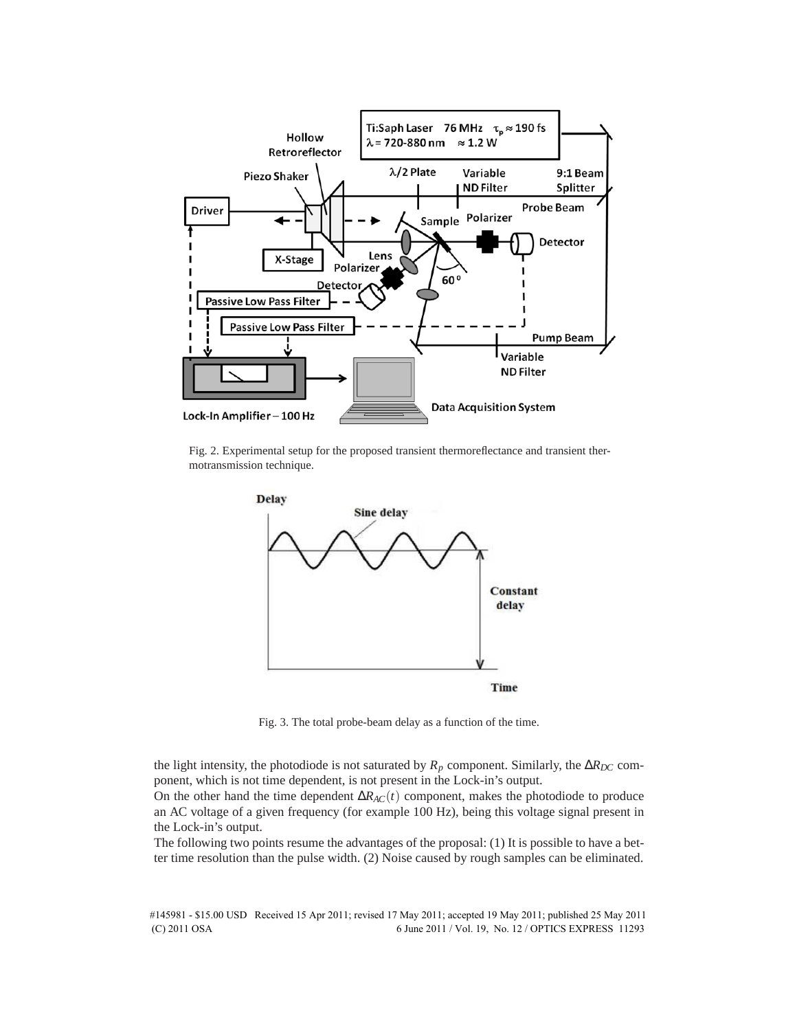Fig. 2. Experimental setup for the proposed transient thermoreflectance and transient thermotransmission technique.

Fig. 3. The total probe-beam delay as a function of the time.

the light intensity, the photodiode is not saturated by $R_p$ component. Similarly, the $\Delta R_{DC}$ component, which is not time dependent, is not present in the Lock-in's output.

On the other hand the time dependent $\Delta R_{AC}(t)$ component, makes the photodiode to produce an AC voltage of a given frequency (for example 100 Hz), being this voltage signal present in the Lock-in's output.

The following two points resume the advantages of the proposal: (1) It is possible to have a better time resolution than the pulse width. (2) Noise caused by rough samples can be eliminated.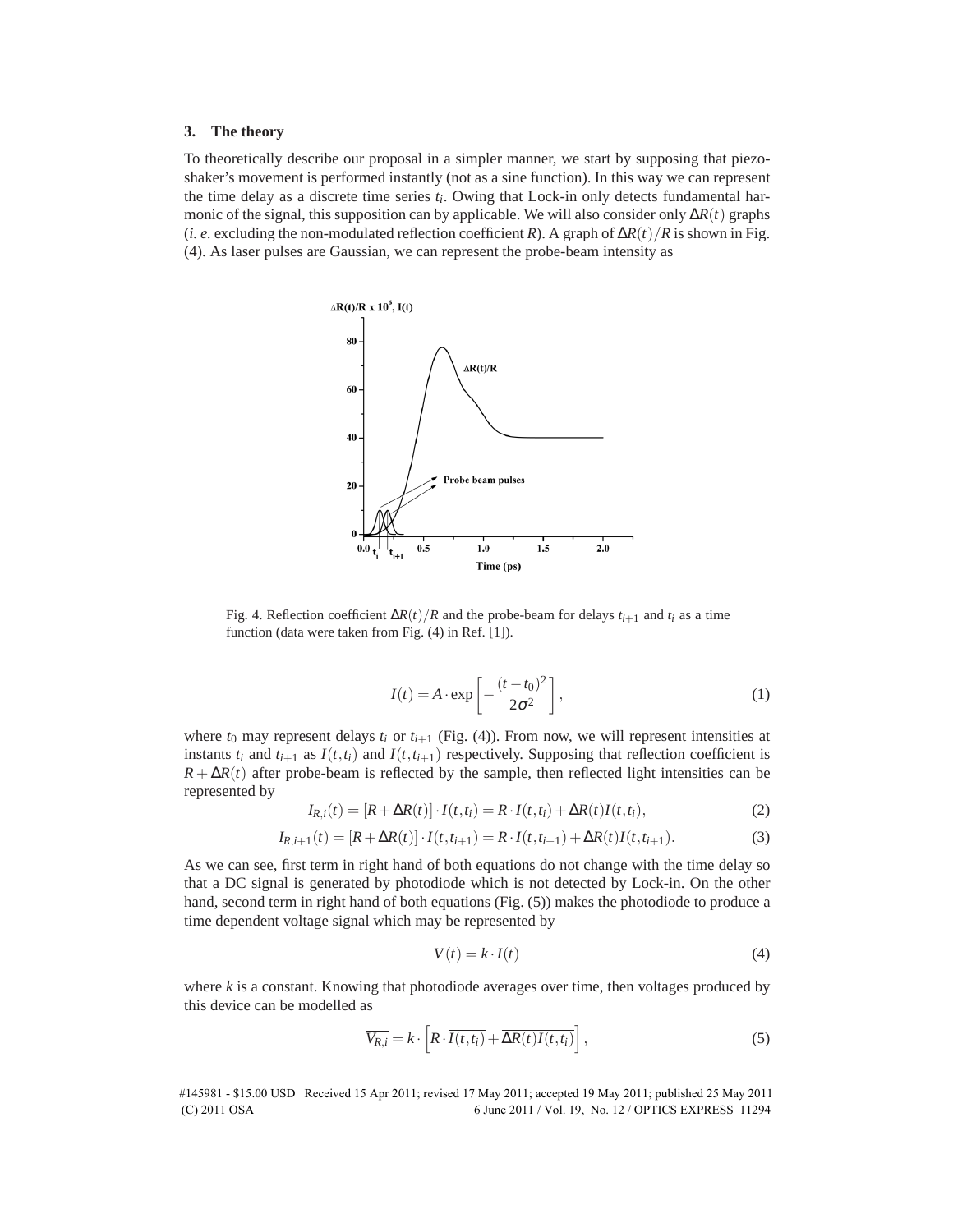## 3. The theory

To theoretically describe our proposal in a simpler manner, we start by supposing that piezo-shaker's movement is performed instantly (not as a sine function). In this way we can represent the time delay as a discrete time series $t_i$. Owing that Lock-in only detects fundamental harmonic of the signal, this supposition can by applicable. We will also consider only $\Delta R(t)$ graphs (*i. e.* excluding the non-modulated reflection coefficient $R$). A graph of $\Delta R(t)/R$ is shown in Fig. (4). As laser pulses are Gaussian, we can represent the probe-beam intensity as

Fig. 4. Reflection coefficient $\Delta R(t)/R$ and the probe-beam for delays $t_{i+1}$ and $t_i$ as a time function (data were taken from Fig. (4) in Ref. [1]).

$$I(t) = A \cdot \exp\left[-\frac{(t-t_0)^2}{2\sigma^2}\right], \tag{1}$$

where $t_0$ may represent delays $t_i$ or $t_{i+1}$ (Fig. (4)). From now, we will represent intensities at instants $t_i$ and $t_{i+1}$ as $I(t,t_i)$ and $I(t,t_{i+1})$ respectively. Supposing that reflection coefficient is $R+\Delta R(t)$ after probe-beam is reflected by the sample, then reflected light intensities can be represented by

$$I_{R,i}(t) = [R+\Delta R(t)] \cdot I(t,t_i) = R \cdot I(t,t_i) + \Delta R(t) I(t,t_i), \tag{2}$$

$$I_{R,i+1}(t) = [R+\Delta R(t)] \cdot I(t,t_{i+1}) = R \cdot I(t,t_{i+1}) + \Delta R(t) I(t,t_{i+1}). \tag{3}$$

As we can see, first term in right hand of both equations do not change with the time delay so that a DC signal is generated by photodiode which is not detected by Lock-in. On the other hand, second term in right hand of both equations (Fig. (5)) makes the photodiode to produce a time dependent voltage signal which may be represented by

$$V(t) = k \cdot I(t) \tag{4}$$

where $k$ is a constant. Knowing that photodiode averages over time, then voltages produced by this device can be modelled as

$$\overline{V_{R,i}} = k \cdot \left[R \cdot \overline{I(t,t_i)} + \overline{\Delta R(t) I(t,t_i)}\right], \tag{5}$$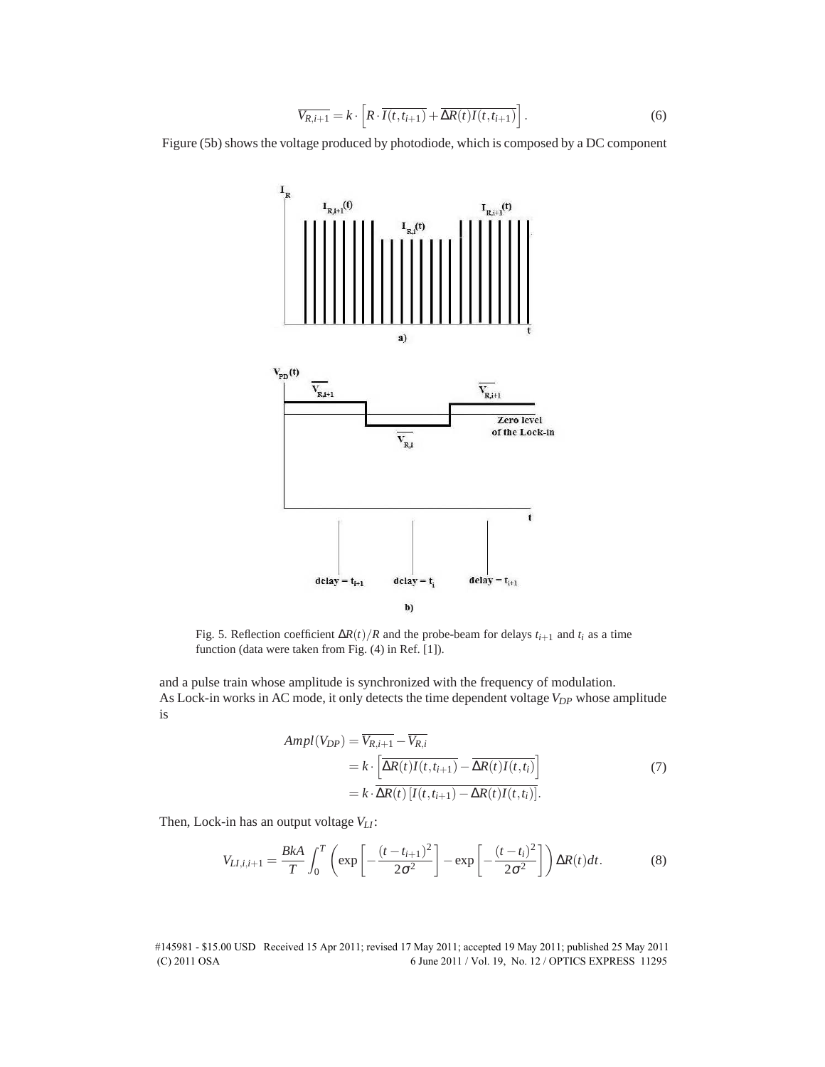$$\overline{V_{R,i+1}} = k \cdot \left[ R \cdot \overline{I(t,t_{i+1})} + \overline{\Delta R(t) I(t,t_{i+1})} \right]. \tag{6}$$

Figure (5b) shows the voltage produced by photodiode, which is composed by a DC component

Fig. 5. Reflection coefficient $\Delta R(t)/R$ and the probe-beam for delays $t_{i+1}$ and $t_i$ as a time function (data were taken from Fig. (4) in Ref. [1]).

and a pulse train whose amplitude is synchronized with the frequency of modulation.
As Lock-in works in AC mode, it only detects the time dependent voltage $V_{DP}$ whose amplitude is

$$\begin{aligned} Ampl(V_{DP}) &= \overline{V_{R,i+1}} - \overline{V_{R,i}} \\ &= k \cdot \left[ \overline{\Delta R(t) I(t,t_{i+1})} - \overline{\Delta R(t) I(t,t_i)} \right] \\ &= k \cdot \overline{\Delta R(t) \left[ I(t,t_{i+1}) - \Delta R(t) I(t,t_i) \right]}. \end{aligned} \tag{7}$$

Then, Lock-in has an output voltage $V_{LI}$:

$$V_{LI,i,i+1} = \frac{BkA}{T} \int_0^T \left( \exp\left[ -\frac{(t-t_{i+1})^2}{2\sigma^2} \right] - \exp\left[ -\frac{(t-t_i)^2}{2\sigma^2} \right] \right) \Delta R(t) dt. \tag{8}$$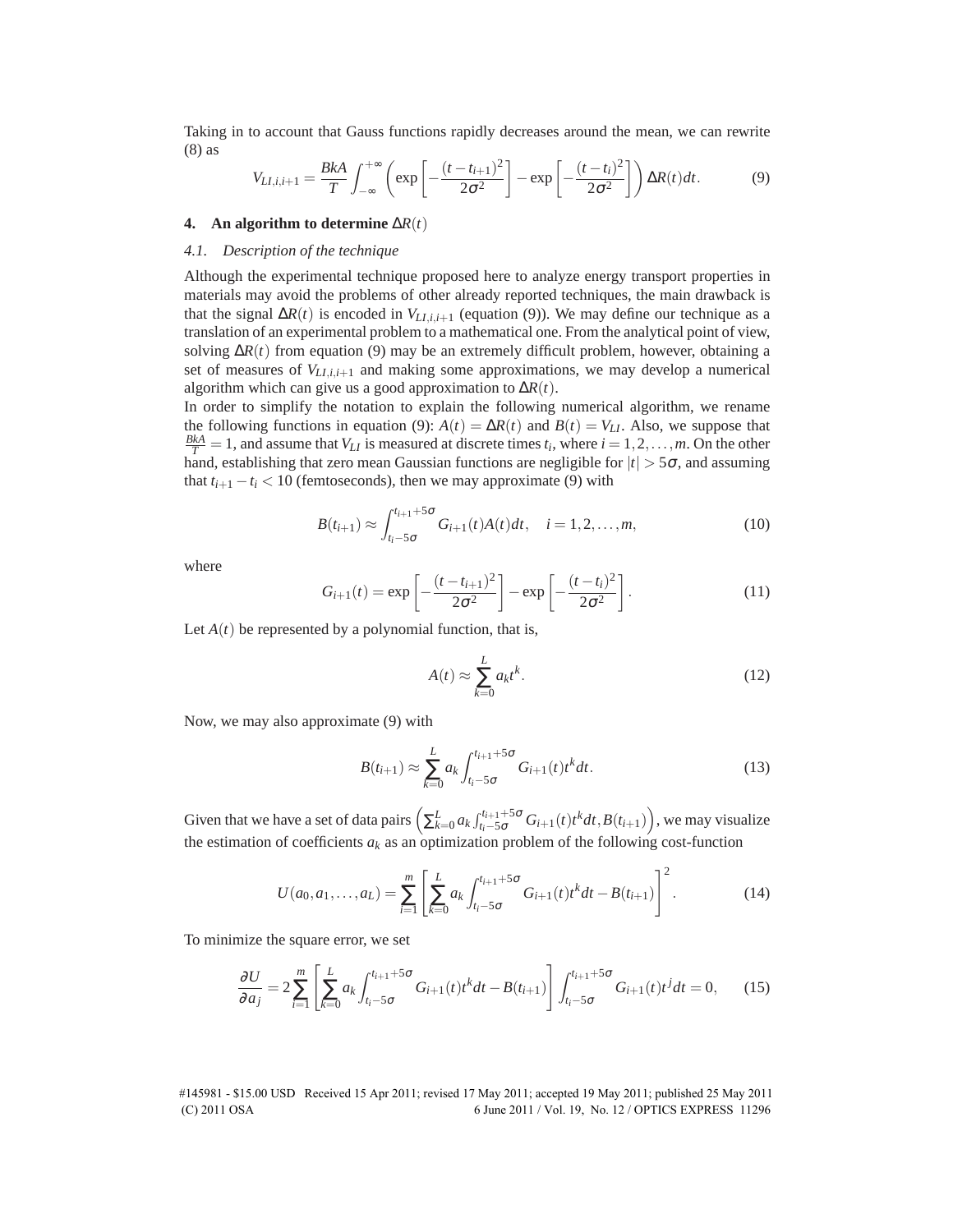Taking in to account that Gauss functions rapidly decreases around the mean, we can rewrite (8) as

$$V_{LI,i,i+1} = \frac{BkA}{T}\int_{-\infty}^{+\infty}\left(\exp\left[-\frac{(t-t_{i+1})^2}{2\sigma^2}\right]-\exp\left[-\frac{(t-t_i)^2}{2\sigma^2}\right]\right)\Delta R(t)dt. \tag{9}$$

## 4. An algorithm to determine $\Delta R(t)$

### *4.1. Description of the technique*

Although the experimental technique proposed here to analyze energy transport properties in materials may avoid the problems of other already reported techniques, the main drawback is that the signal $\Delta R(t)$ is encoded in $V_{LI,i,i+1}$ (equation (9)). We may define our technique as a translation of an experimental problem to a mathematical one. From the analytical point of view, solving $\Delta R(t)$ from equation (9) may be an extremely difficult problem, however, obtaining a set of measures of $V_{LI,i,i+1}$ and making some approximations, we may develop a numerical algorithm which can give us a good approximation to $\Delta R(t)$.

In order to simplify the notation to explain the following numerical algorithm, we rename the following functions in equation (9): $A(t) = \Delta R(t)$ and $B(t) = V_{LI}$. Also, we suppose that $\frac{BkA}{T} = 1$, and assume that $V_{LI}$ is measured at discrete times $t_i$, where $i = 1,2,\ldots,m$. On the other hand, establishing that zero mean Gaussian functions are negligible for $|t| > 5\sigma$, and assuming that $t_{i+1} - t_i < 10$ (femtoseconds), then we may approximate (9) with

$$B(t_{i+1}) \approx \int_{t_i-5\sigma}^{t_{i+1}+5\sigma} G_{i+1}(t)A(t)dt, \quad i = 1,2,\ldots,m, \tag{10}$$

where

$$G_{i+1}(t) = \exp\left[-\frac{(t-t_{i+1})^2}{2\sigma^2}\right]-\exp\left[-\frac{(t-t_i)^2}{2\sigma^2}\right]. \tag{11}$$

Let $A(t)$ be represented by a polynomial function, that is,

$$A(t) \approx \sum_{k=0}^{L} a_k t^k. \tag{12}$$

Now, we may also approximate (9) with

$$B(t_{i+1}) \approx \sum_{k=0}^{L} a_k \int_{t_i-5\sigma}^{t_{i+1}+5\sigma} G_{i+1}(t)t^k dt. \tag{13}$$

Given that we have a set of data pairs $\left(\sum_{k=0}^{L} a_k \int_{t_i-5\sigma}^{t_{i+1}+5\sigma} G_{i+1}(t)t^k dt, B(t_{i+1})\right)$, we may visualize the estimation of coefficients $a_k$ as an optimization problem of the following cost-function

$$U(a_0,a_1,\ldots,a_L) = \sum_{i=1}^{m}\left[\sum_{k=0}^{L} a_k \int_{t_i-5\sigma}^{t_{i+1}+5\sigma} G_{i+1}(t)t^k dt - B(t_{i+1})\right]^2. \tag{14}$$

To minimize the square error, we set

$$\frac{\partial U}{\partial a_j} = 2\sum_{i=1}^{m}\left[\sum_{k=0}^{L} a_k \int_{t_i-5\sigma}^{t_{i+1}+5\sigma} G_{i+1}(t)t^k dt - B(t_{i+1})\right]\int_{t_i-5\sigma}^{t_{i+1}+5\sigma} G_{i+1}(t)t^j dt = 0, \tag{15}$$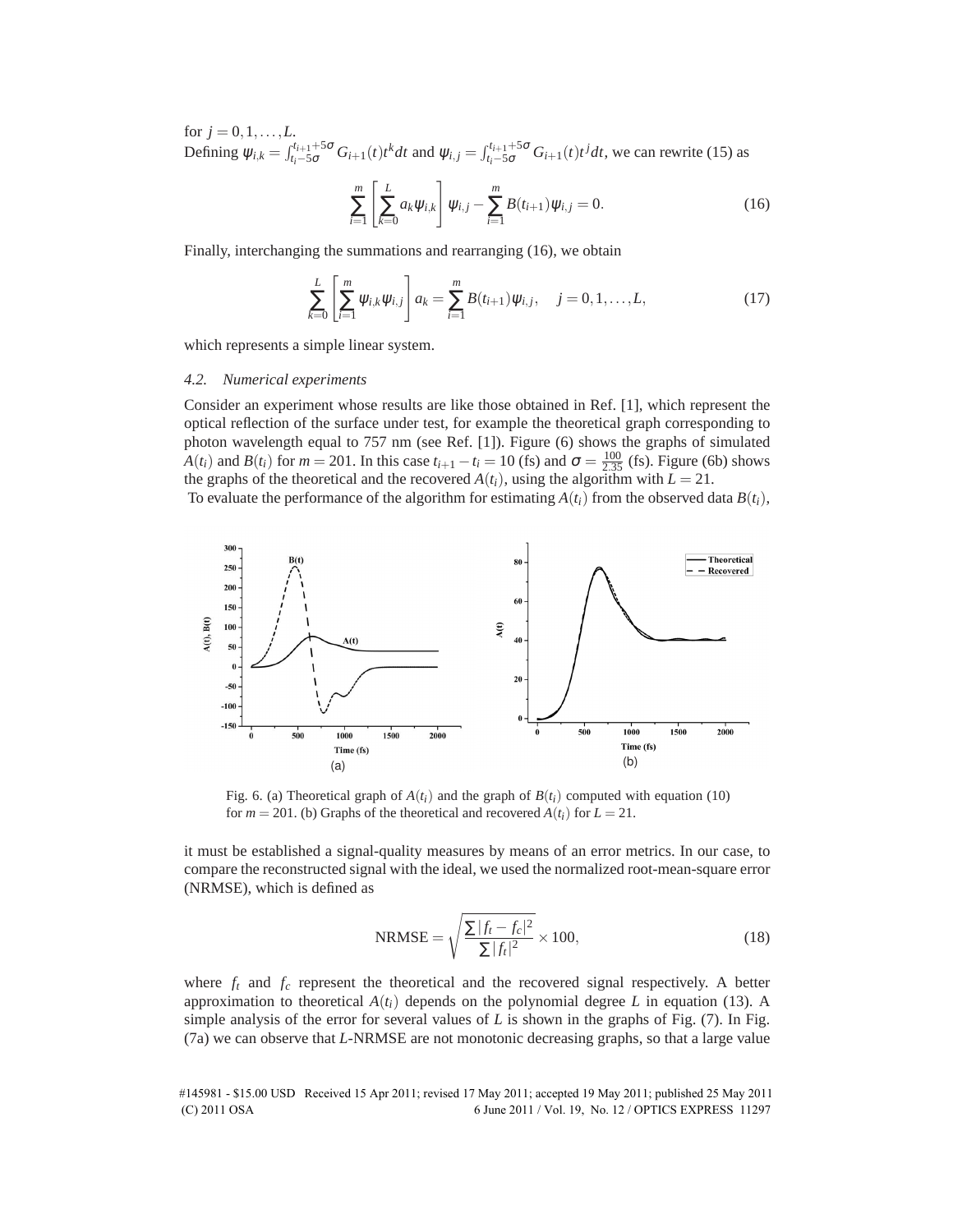for $j = 0, 1, \ldots, L$.

Defining $\psi_{i,k} = \int_{t_i-5\sigma}^{t_{i+1}+5\sigma} G_{i+1}(t) t^k dt$ and $\psi_{i,j} = \int_{t_i-5\sigma}^{t_{i+1}+5\sigma} G_{i+1}(t) t^j dt$, we can rewrite (15) as

$$\sum_{i=1}^{m} \left[ \sum_{k=0}^{L} a_k \psi_{i,k} \right] \psi_{i,j} - \sum_{i=1}^{m} B(t_{i+1}) \psi_{i,j} = 0. \tag{16}$$

Finally, interchanging the summations and rearranging (16), we obtain

$$\sum_{k=0}^{L} \left[ \sum_{i=1}^{m} \psi_{i,k} \psi_{i,j} \right] a_k = \sum_{i=1}^{m} B(t_{i+1}) \psi_{i,j}, \quad j = 0, 1, \ldots, L, \tag{17}$$

which represents a simple linear system.

### 4.2. Numerical experiments

Consider an experiment whose results are like those obtained in Ref. [1], which represent the optical reflection of the surface under test, for example the theoretical graph corresponding to photon wavelength equal to 757 nm (see Ref. [1]). Figure (6) shows the graphs of simulated $A(t_i)$ and $B(t_i)$ for $m = 201$. In this case $t_{i+1} - t_i = 10$ (fs) and $\sigma = \frac{100}{2.35}$ (fs). Figure (6b) shows the graphs of the theoretical and the recovered $A(t_i)$, using the algorithm with $L = 21$.

To evaluate the performance of the algorithm for estimating $A(t_i)$ from the observed data $B(t_i)$, it must be established a signal-quality measures by means of an error metrics. In our case, to compare the reconstructed signal with the ideal, we used the normalized root-mean-square error (NRMSE), which is defined as

Fig. 6. (a) Theoretical graph of $A(t_i)$ and the graph of $B(t_i)$ computed with equation (10) for $m = 201$. (b) Graphs of the theoretical and recovered $A(t_i)$ for $L = 21$.

$$\text{NRMSE} = \sqrt{\frac{\sum |f_t - f_c|^2}{\sum |f_t|^2}} \times 100, \tag{18}$$

where $f_t$ and $f_c$ represent the theoretical and the recovered signal respectively. A better approximation to theoretical $A(t_i)$ depends on the polynomial degree $L$ in equation (13). A simple analysis of the error for several values of $L$ is shown in the graphs of Fig. (7). In Fig. (7a) we can observe that $L$-NRMSE are not monotonic decreasing graphs, so that a large value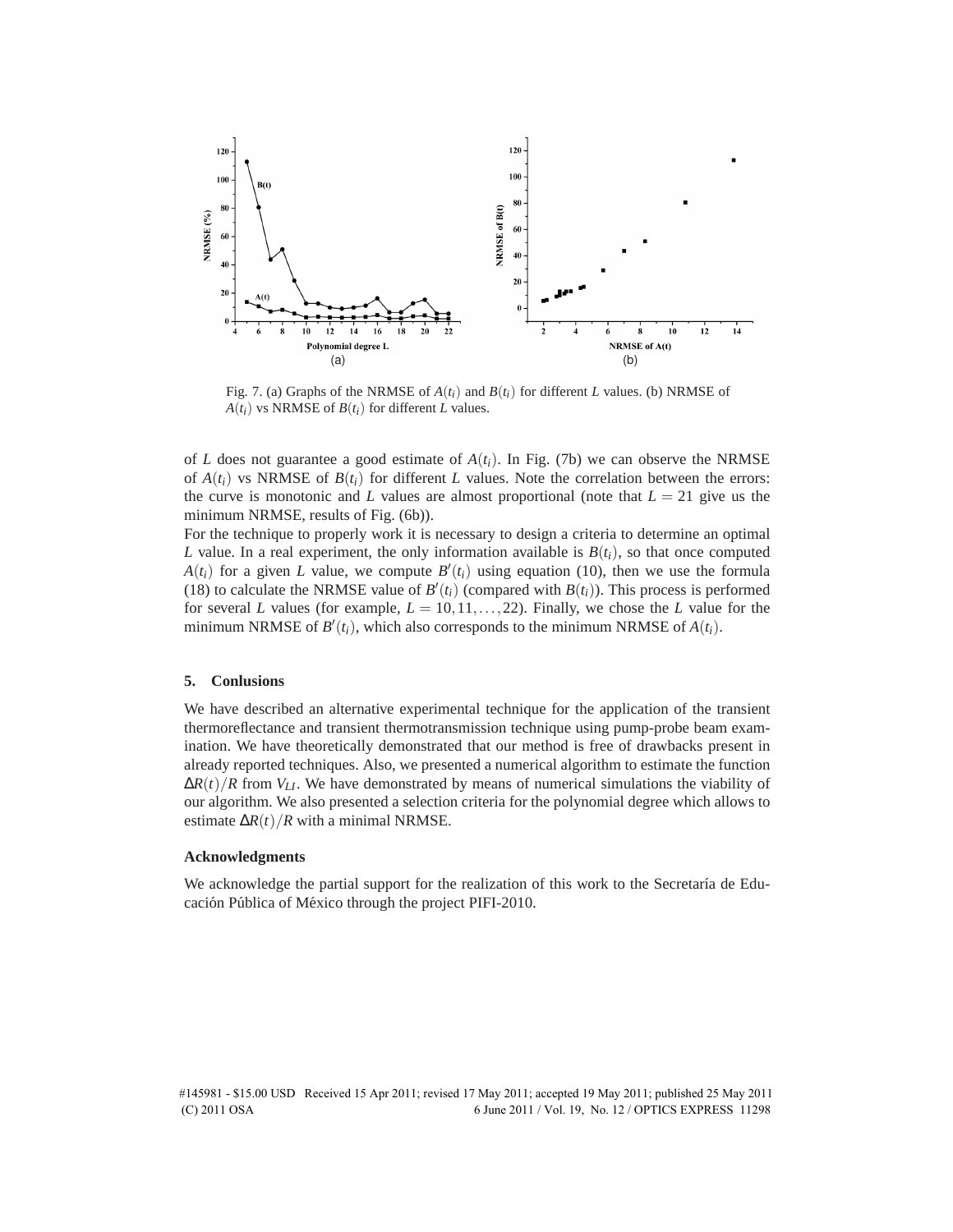(a)

NRMSE (%)

120

100

80

60

40

20

0

4 6 8 10 12 14 16 18 20 22

Polynomial degree L

B(t)

A(t)

(b)

NRMSE of B(t)

120

100

80

60

40

20

0

2 4 6 8 10 12 14

NRMSE of A(t)

Fig. 7. (a) Graphs of the NRMSE of $A(t_i)$ and $B(t_i)$ for different $L$ values. (b) NRMSE of $A(t_i)$ vs NRMSE of $B(t_i)$ for different $L$ values.

of $L$ does not guarantee a good estimate of $A(t_i)$. In Fig. (7b) we can observe the NRMSE of $A(t_i)$ vs NRMSE of $B(t_i)$ for different $L$ values. Note the correlation between the errors: the curve is monotonic and $L$ values are almost proportional (note that $L = 21$ give us the minimum NRMSE, results of Fig. (6b)).

For the technique to properly work it is necessary to design a criteria to determine an optimal $L$ value. In a real experiment, the only information available is $B(t_i)$, so that once computed $A(t_i)$ for a given $L$ value, we compute $B'(t_i)$ using equation (10), then we use the formula (18) to calculate the NRMSE value of $B'(t_i)$ (compared with $B(t_i)$). This process is performed for several $L$ values (for example, $L = 10, 11, \ldots, 22$). Finally, we chose the $L$ value for the minimum NRMSE of $B'(t_i)$, which also corresponds to the minimum NRMSE of $A(t_i)$.

## 5. Conlusions

We have described an alternative experimental technique for the application of the transient thermoreflectance and transient thermotransmission technique using pump-probe beam examination. We have theoretically demonstrated that our method is free of drawbacks present in already reported techniques. Also, we presented a numerical algorithm to estimate the function $\Delta R(t)/R$ from $V_{LI}$. We have demonstrated by means of numerical simulations the viability of our algorithm. We also presented a selection criteria for the polynomial degree which allows to estimate $\Delta R(t)/R$ with a minimal NRMSE.

### Acknowledgments

We acknowledge the partial support for the realization of this work to the Secretaría de Educación Pública of México through the project PIFI-2010.